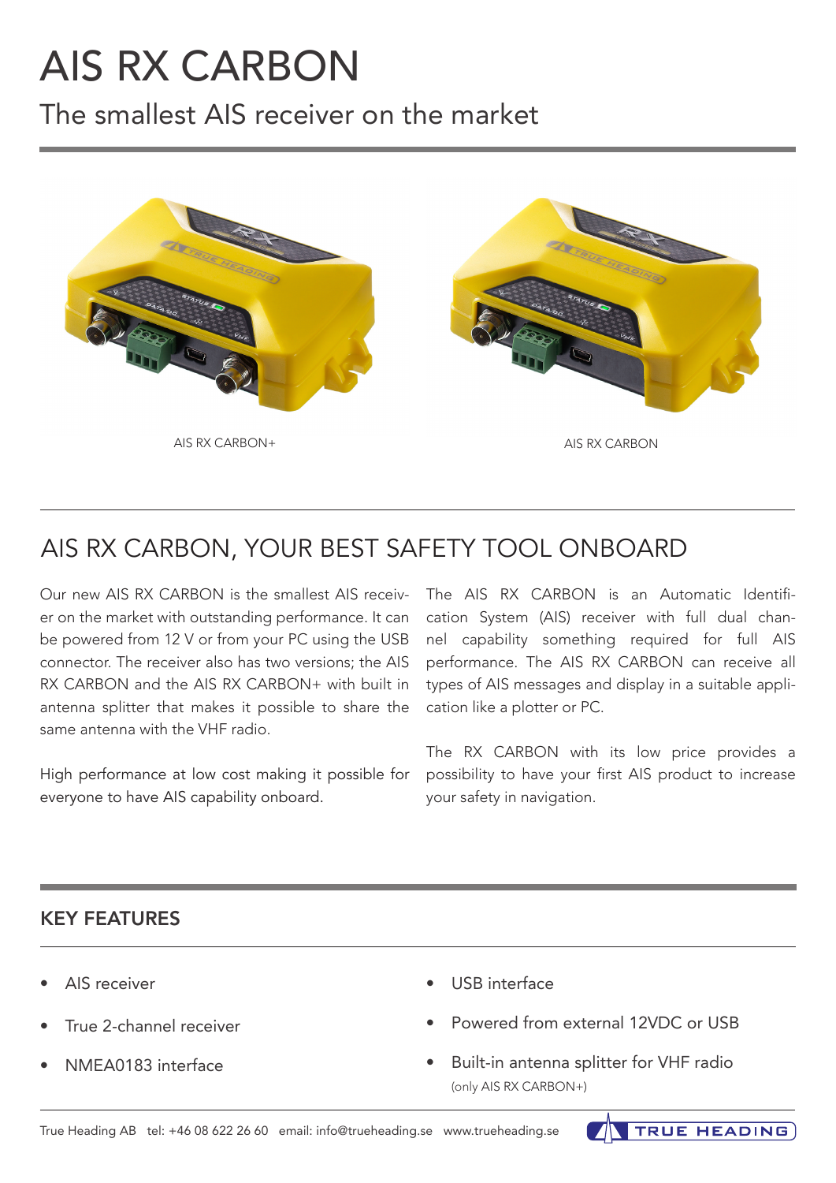# AIS RX CARBON

## The smallest AIS receiver on the market

AIS RX CARBON+

AIS RX CARBON

## AIS RX CARBON, YOUR BEST SAFETY TOOL ONBOARD

Our new AIS RX CARBON is the smallest AIS receiver on the market with outstanding performance. It can be powered from 12 V or from your PC using the USB connector. The receiver also has two versions; the AIS RX CARBON and the AIS RX CARBON+ with built in antenna splitter that makes it possible to share the same antenna with the VHF radio.

High performance at low cost making it possible for everyone to have AIS capability onboard.

The AIS RX CARBON is an Automatic Identification System (AIS) receiver with full dual channel capability something required for full AIS performance. The AIS RX CARBON can receive all types of AIS messages and display in a suitable application like a plotter or PC.

The RX CARBON with its low price provides a possibility to have your first AIS product to increase your safety in navigation.

### KEY FEATURES

- AIS receiver
- True 2-channel receiver
- NMEA0183 interface
- USB interface
- Powered from external 12VDC or USB
- Built-in antenna splitter for VHF radio (only AIS RX CARBON+)

True Heading AB tel: +46 08 622 26 60 email: info@trueheading.se www.trueheading.se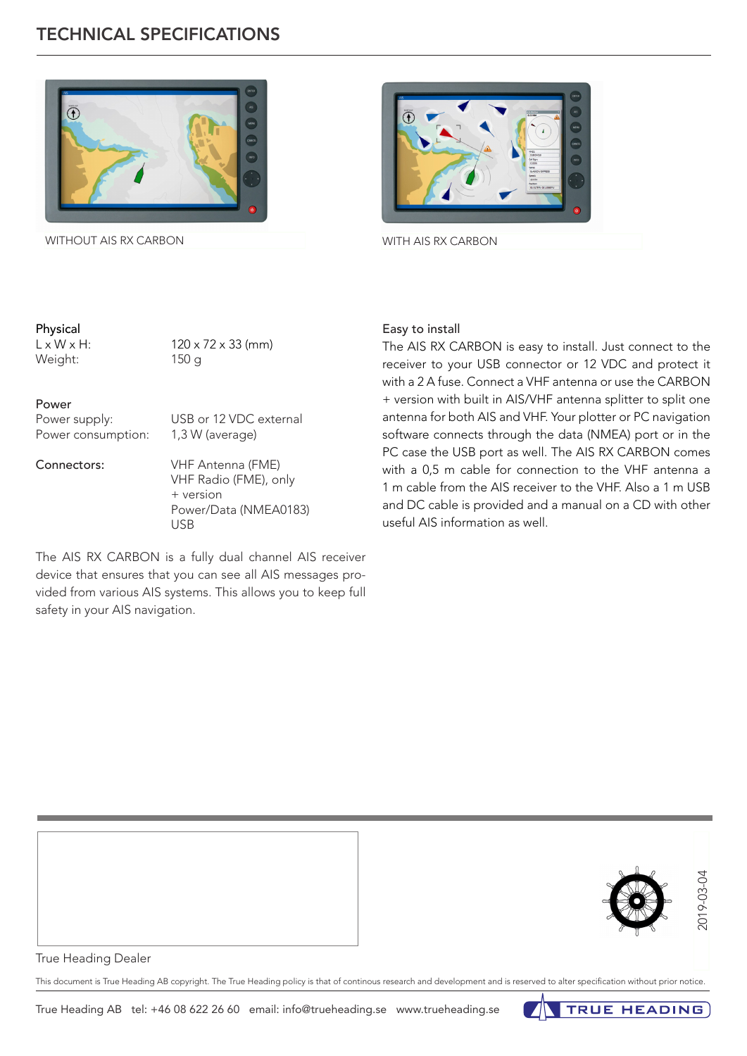## TECHNICAL SPECIFICATIONS

WITHOUT AIS RX CARBON

WITH AIS RX CARBON

**Physical**

| | |
|---|---|
| L x W x H: | 120 x 72 x 33 (mm) |
| Weight: | 150 g |

**Power**

| | |
|---|---|
| Power supply: | USB or 12 VDC external |
| Power consumption: | 1,3 W (average) |
| Connectors: | VHF Antenna (FME)<br>VHF Radio (FME), only + version<br>Power/Data (NMEA0183)<br>USB |

The AIS RX CARBON is a fully dual channel AIS receiver device that ensures that you can see all AIS messages provided from various AIS systems. This allows you to keep full safety in your AIS navigation.

**Easy to install**

The AIS RX CARBON is easy to install. Just connect to the receiver to your USB connector or 12 VDC and protect it with a 2 A fuse. Connect a VHF antenna or use the CARBON + version with built in AIS/VHF antenna splitter to split one antenna for both AIS and VHF. Your plotter or PC navigation software connects through the data (NMEA) port or in the PC case the USB port as well. The AIS RX CARBON comes with a 0,5 m cable for connection to the VHF antenna a 1 m cable from the AIS receiver to the VHF. Also a 1 m USB and DC cable is provided and a manual on a CD with other useful AIS information as well.

True Heading Dealer

2019-03-04

This document is True Heading AB copyright. The True Heading policy is that of continous research and development and is reserved to alter specification without prior notice.

True Heading AB tel: +46 08 622 26 60 email: info@trueheading.se www.trueheading.se

TRUE HEADING